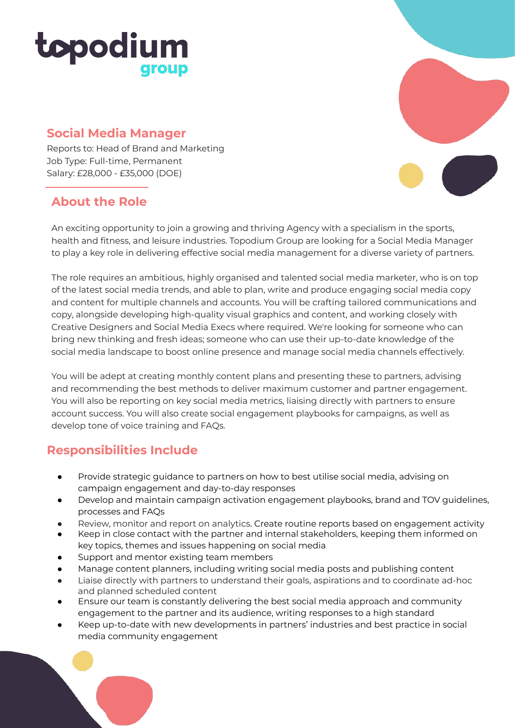# topodium group

## Social Media Manager

Reports to: Head of Brand and Marketing
Job Type: Full-time, Permanent
Salary: £28,000 - £35,000 (DOE)

## About the Role

An exciting opportunity to join a growing and thriving Agency with a specialism in the sports, health and fitness, and leisure industries. Topodium Group are looking for a Social Media Manager to play a key role in delivering effective social media management for a diverse variety of partners.

The role requires an ambitious, highly organised and talented social media marketer, who is on top of the latest social media trends, and able to plan, write and produce engaging social media copy and content for multiple channels and accounts. You will be crafting tailored communications and copy, alongside developing high-quality visual graphics and content, and working closely with Creative Designers and Social Media Execs where required. We're looking for someone who can bring new thinking and fresh ideas; someone who can use their up-to-date knowledge of the social media landscape to boost online presence and manage social media channels effectively.

You will be adept at creating monthly content plans and presenting these to partners, advising and recommending the best methods to deliver maximum customer and partner engagement. You will also be reporting on key social media metrics, liaising directly with partners to ensure account success. You will also create social engagement playbooks for campaigns, as well as develop tone of voice training and FAQs.

## Responsibilities Include

- Provide strategic guidance to partners on how to best utilise social media, advising on campaign engagement and day-to-day responses
- Develop and maintain campaign activation engagement playbooks, brand and TOV guidelines, processes and FAQs
- Review, monitor and report on analytics. Create routine reports based on engagement activity
- Keep in close contact with the partner and internal stakeholders, keeping them informed on key topics, themes and issues happening on social media
- Support and mentor existing team members
- Manage content planners, including writing social media posts and publishing content
- Liaise directly with partners to understand their goals, aspirations and to coordinate ad-hoc and planned scheduled content
- Ensure our team is constantly delivering the best social media approach and community engagement to the partner and its audience, writing responses to a high standard
- Keep up-to-date with new developments in partners' industries and best practice in social media community engagement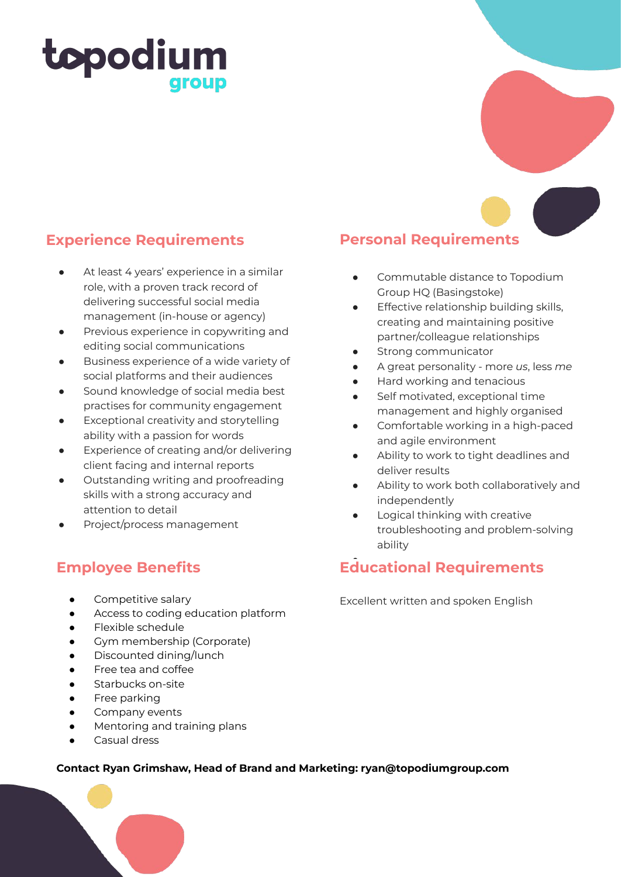# topodium group

## Experience Requirements

- At least 4 years' experience in a similar role, with a proven track record of delivering successful social media management (in-house or agency)
- Previous experience in copywriting and editing social communications
- Business experience of a wide variety of social platforms and their audiences
- Sound knowledge of social media best practises for community engagement
- Exceptional creativity and storytelling ability with a passion for words
- Experience of creating and/or delivering client facing and internal reports
- Outstanding writing and proofreading skills with a strong accuracy and attention to detail
- Project/process management

## Personal Requirements

- Commutable distance to Topodium Group HQ (Basingstoke)
- Effective relationship building skills, creating and maintaining positive partner/colleague relationships
- Strong communicator
- A great personality - more *us*, less *me*
- Hard working and tenacious
- Self motivated, exceptional time management and highly organised
- Comfortable working in a high-paced and agile environment
- Ability to work to tight deadlines and deliver results
- Ability to work both collaboratively and independently
- Logical thinking with creative troubleshooting and problem-solving ability

## Employee Benefits

- Competitive salary
- Access to coding education platform
- Flexible schedule
- Gym membership (Corporate)
- Discounted dining/lunch
- Free tea and coffee
- Starbucks on-site
- Free parking
- Company events
- Mentoring and training plans
- Casual dress

## Educational Requirements

Excellent written and spoken English

**Contact Ryan Grimshaw, Head of Brand and Marketing: ryan@topodiumgroup.com**